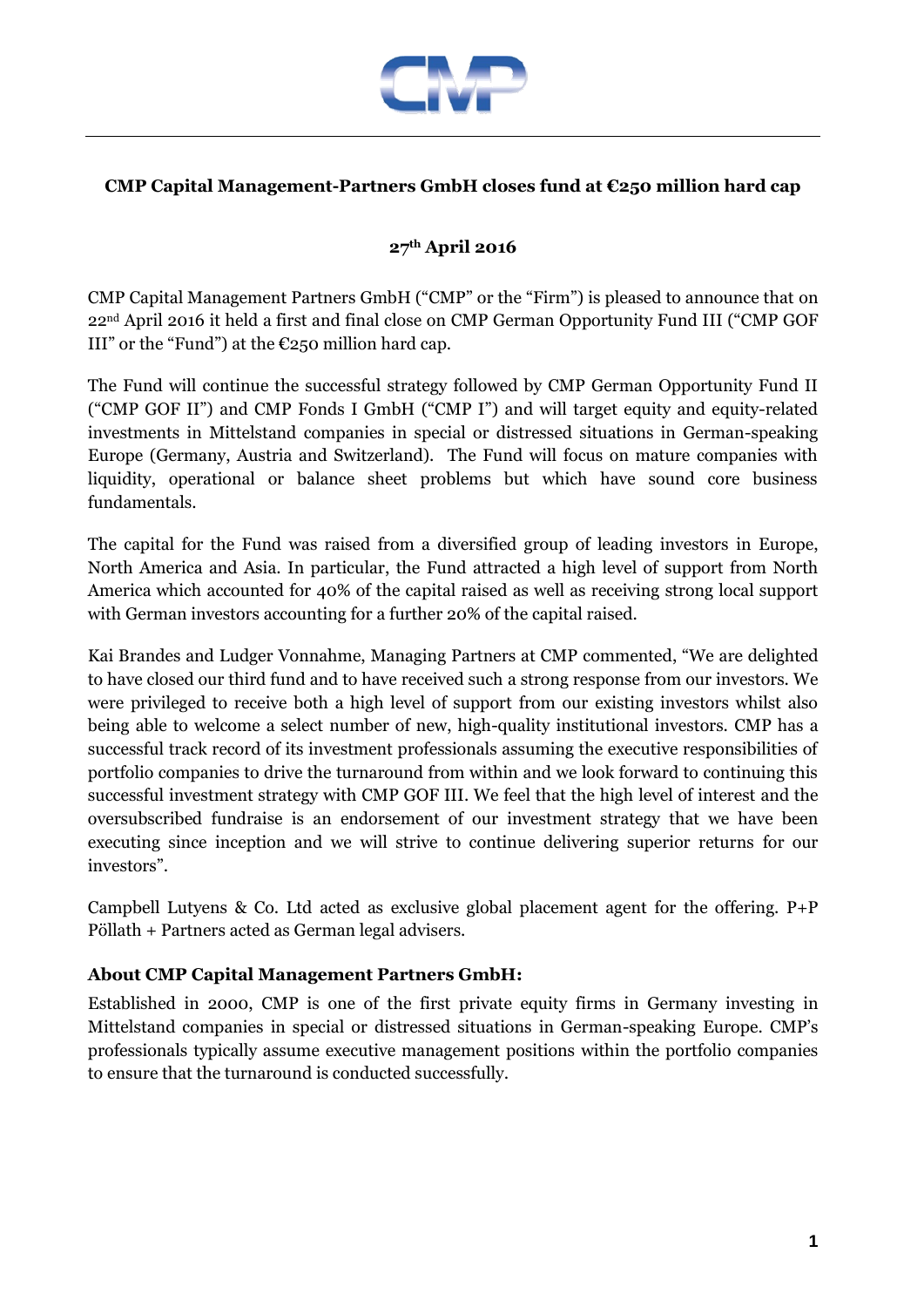**CMP Capital Management-Partners GmbH closes fund at €250 million hard cap**

**27th April 2016**

CMP Capital Management Partners GmbH ("CMP" or the "Firm") is pleased to announce that on 22nd April 2016 it held a first and final close on CMP German Opportunity Fund III ("CMP GOF III" or the "Fund") at the €250 million hard cap.

The Fund will continue the successful strategy followed by CMP German Opportunity Fund II ("CMP GOF II") and CMP Fonds I GmbH ("CMP I") and will target equity and equity-related investments in Mittelstand companies in special or distressed situations in German-speaking Europe (Germany, Austria and Switzerland). The Fund will focus on mature companies with liquidity, operational or balance sheet problems but which have sound core business fundamentals.

The capital for the Fund was raised from a diversified group of leading investors in Europe, North America and Asia. In particular, the Fund attracted a high level of support from North America which accounted for 40% of the capital raised as well as receiving strong local support with German investors accounting for a further 20% of the capital raised.

Kai Brandes and Ludger Vonnahme, Managing Partners at CMP commented, "We are delighted to have closed our third fund and to have received such a strong response from our investors. We were privileged to receive both a high level of support from our existing investors whilst also being able to welcome a select number of new, high-quality institutional investors. CMP has a successful track record of its investment professionals assuming the executive responsibilities of portfolio companies to drive the turnaround from within and we look forward to continuing this successful investment strategy with CMP GOF III. We feel that the high level of interest and the oversubscribed fundraise is an endorsement of our investment strategy that we have been executing since inception and we will strive to continue delivering superior returns for our investors".

Campbell Lutyens & Co. Ltd acted as exclusive global placement agent for the offering. P+P Pöllath + Partners acted as German legal advisers.

### About CMP Capital Management Partners GmbH:

Established in 2000, CMP is one of the first private equity firms in Germany investing in Mittelstand companies in special or distressed situations in German-speaking Europe. CMP's professionals typically assume executive management positions within the portfolio companies to ensure that the turnaround is conducted successfully.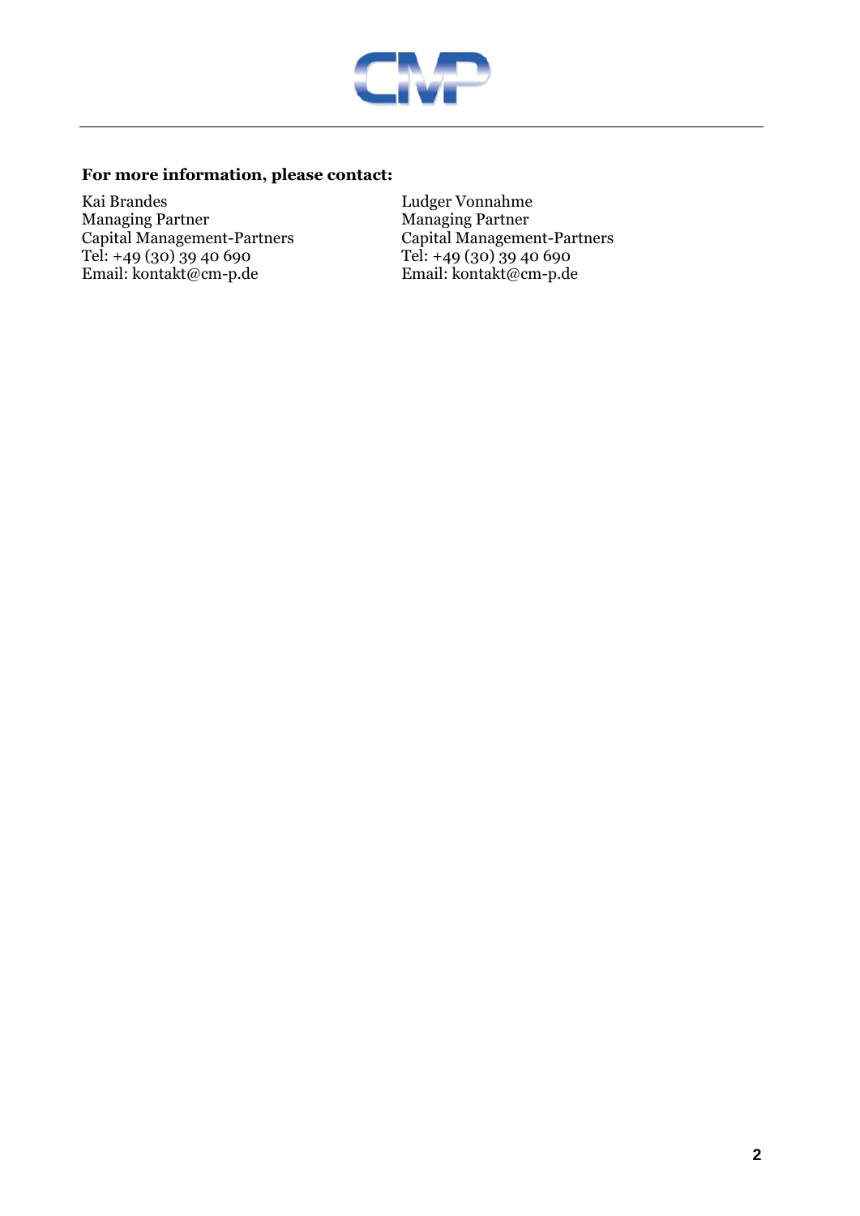**For more information, please contact:**

Kai Brandes
Managing Partner
Capital Management-Partners
Tel: +49 (30) 39 40 690
Email: kontakt@cm-p.de

Ludger Vonnahme
Managing Partner
Capital Management-Partners
Tel: +49 (30) 39 40 690
Email: kontakt@cm-p.de